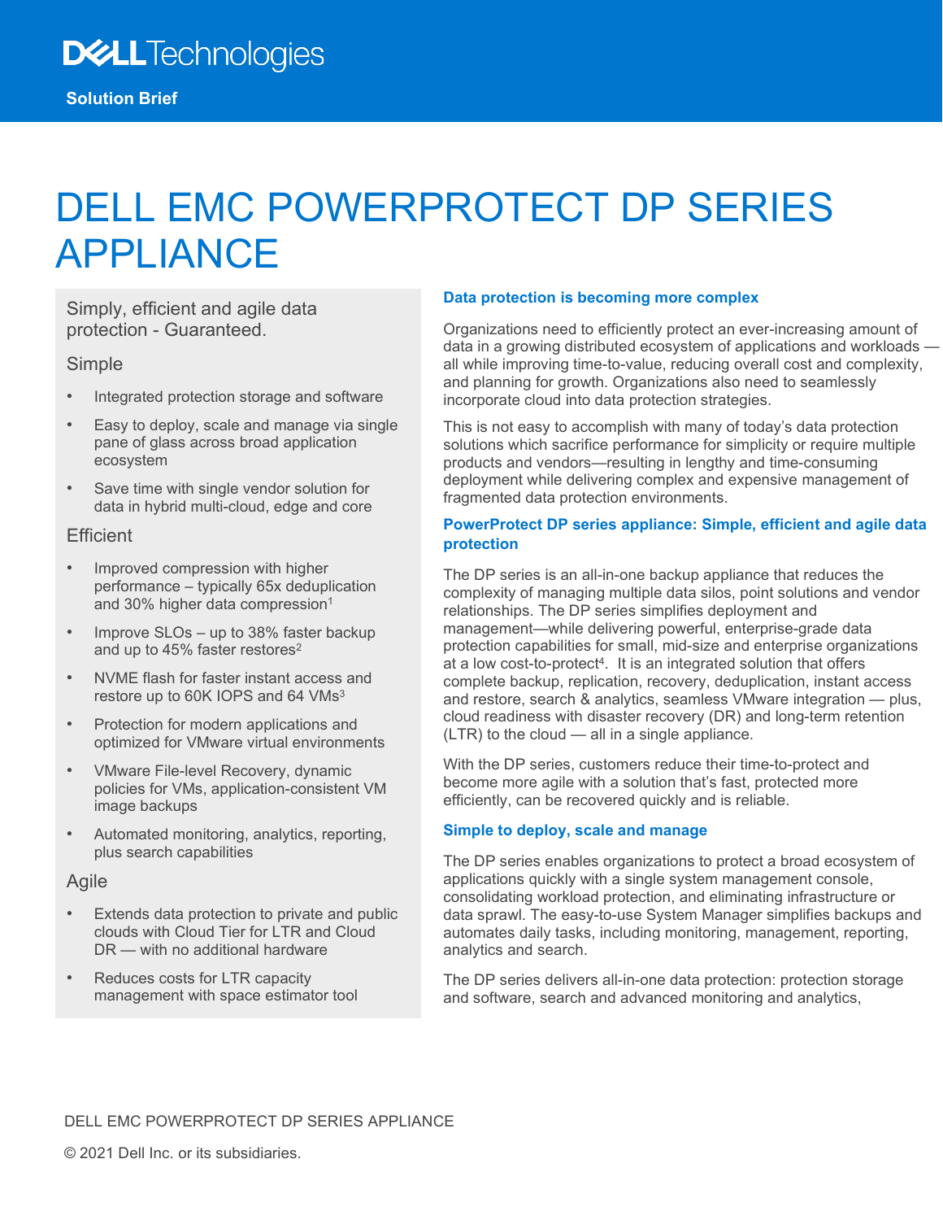**Solution Brief**

# DELL EMC POWERPROTECT DP SERIES APPLIANCE

Simply, efficient and agile data protection - Guaranteed.

### Simple

- Integrated protection storage and software
- Easy to deploy, scale and manage via single pane of glass across broad application ecosystem
- Save time with single vendor solution for data in hybrid multi-cloud, edge and core

### Efficient

- Improved compression with higher performance – typically 65x deduplication and 30% higher data compression[1]
- Improve SLOs – up to 38% faster backup and up to 45% faster restores[2]
- NVME flash for faster instant access and restore up to 60K IOPS and 64 VMs[3]
- Protection for modern applications and optimized for VMware virtual environments
- VMware File-level Recovery, dynamic policies for VMs, application-consistent VM image backups
- Automated monitoring, analytics, reporting, plus search capabilities

### Agile

- Extends data protection to private and public clouds with Cloud Tier for LTR and Cloud DR — with no additional hardware
- Reduces costs for LTR capacity management with space estimator tool

## Data protection is becoming more complex

Organizations need to efficiently protect an ever-increasing amount of data in a growing distributed ecosystem of applications and workloads — all while improving time-to-value, reducing overall cost and complexity, and planning for growth. Organizations also need to seamlessly incorporate cloud into data protection strategies.

This is not easy to accomplish with many of today's data protection solutions which sacrifice performance for simplicity or require multiple products and vendors—resulting in lengthy and time-consuming deployment while delivering complex and expensive management of fragmented data protection environments.

## PowerProtect DP series appliance: Simple, efficient and agile data protection

The DP series is an all-in-one backup appliance that reduces the complexity of managing multiple data silos, point solutions and vendor relationships. The DP series simplifies deployment and management—while delivering powerful, enterprise-grade data protection capabilities for small, mid-size and enterprise organizations at a low cost-to-protect[4]. It is an integrated solution that offers complete backup, replication, recovery, deduplication, instant access and restore, search & analytics, seamless VMware integration — plus, cloud readiness with disaster recovery (DR) and long-term retention (LTR) to the cloud — all in a single appliance.

With the DP series, customers reduce their time-to-protect and become more agile with a solution that's fast, protected more efficiently, can be recovered quickly and is reliable.

## Simple to deploy, scale and manage

The DP series enables organizations to protect a broad ecosystem of applications quickly with a single system management console, consolidating workload protection, and eliminating infrastructure or data sprawl. The easy-to-use System Manager simplifies backups and automates daily tasks, including monitoring, management, reporting, analytics and search.

The DP series delivers all-in-one data protection: protection storage and software, search and advanced monitoring and analytics,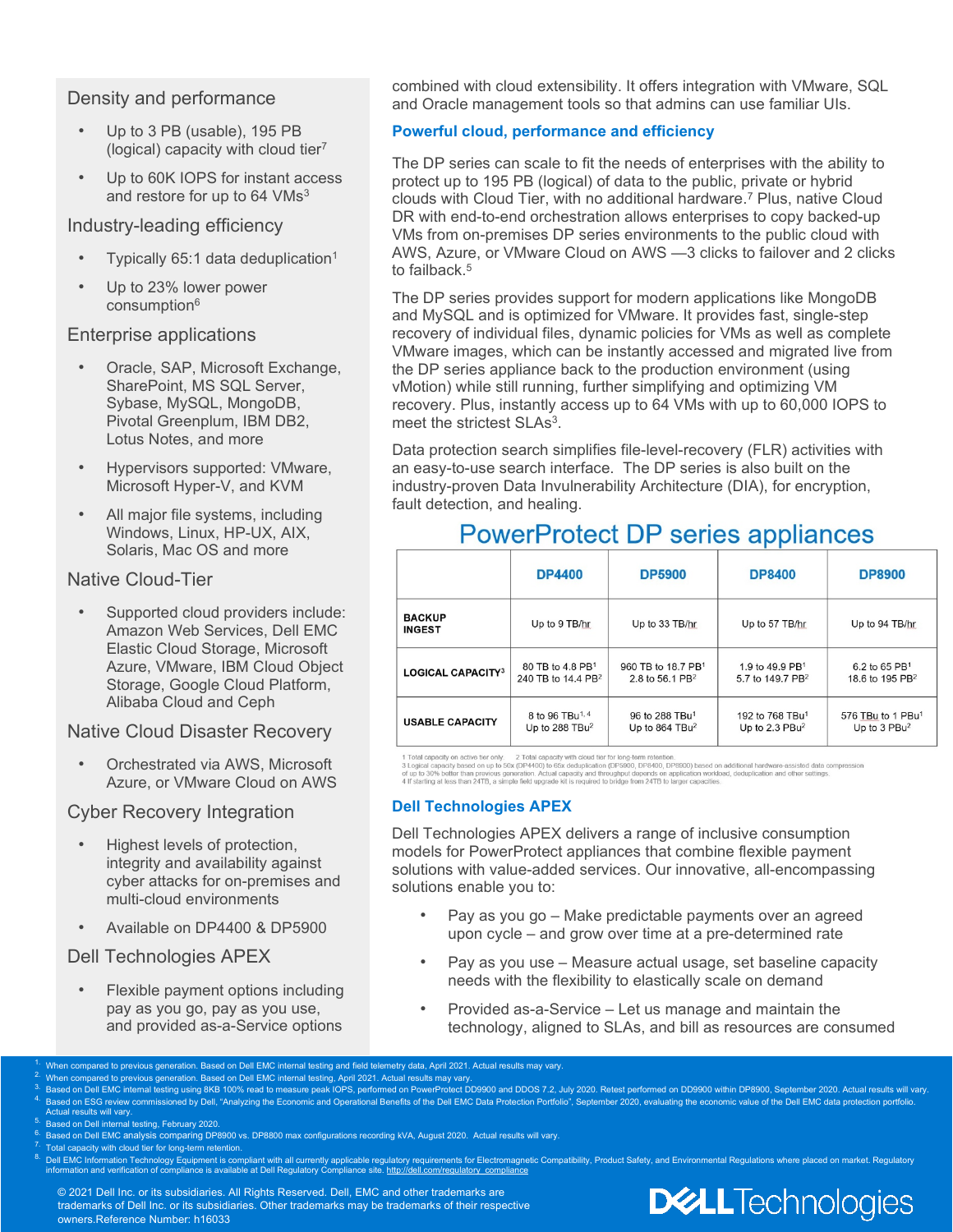## Density and performance

- Up to 3 PB (usable), 195 PB (logical) capacity with cloud tier[7]
- Up to 60K IOPS for instant access and restore for up to 64 VMs[3]

## Industry-leading efficiency

- Typically 65:1 data deduplication[1]
- Up to 23% lower power consumption[6]

## Enterprise applications

- Oracle, SAP, Microsoft Exchange, SharePoint, MS SQL Server, Sybase, MySQL, MongoDB, Pivotal Greenplum, IBM DB2, Lotus Notes, and more
- Hypervisors supported: VMware, Microsoft Hyper-V, and KVM
- All major file systems, including Windows, Linux, HP-UX, AIX, Solaris, Mac OS and more

## Native Cloud-Tier

- Supported cloud providers include: Amazon Web Services, Dell EMC Elastic Cloud Storage, Microsoft Azure, VMware, IBM Cloud Object Storage, Google Cloud Platform, Alibaba Cloud and Ceph

## Native Cloud Disaster Recovery

- Orchestrated via AWS, Microsoft Azure, or VMware Cloud on AWS

## Cyber Recovery Integration

- Highest levels of protection, integrity and availability against cyber attacks for on-premises and multi-cloud environments
- Available on DP4400 & DP5900

## Dell Technologies APEX

- Flexible payment options including pay as you go, pay as you use, and provided as-a-Service options

combined with cloud extensibility. It offers integration with VMware, SQL and Oracle management tools so that admins can use familiar UIs.

### Powerful cloud, performance and efficiency

The DP series can scale to fit the needs of enterprises with the ability to protect up to 195 PB (logical) of data to the public, private or hybrid clouds with Cloud Tier, with no additional hardware.[7] Plus, native Cloud DR with end-to-end orchestration allows enterprises to copy backed-up VMs from on-premises DP series environments to the public cloud with AWS, Azure, or VMware Cloud on AWS —3 clicks to failover and 2 clicks to failback.[5]

The DP series provides support for modern applications like MongoDB and MySQL and is optimized for VMware. It provides fast, single-step recovery of individual files, dynamic policies for VMs as well as complete VMware images, which can be instantly accessed and migrated live from the DP series appliance back to the production environment (using vMotion) while still running, further simplifying and optimizing VM recovery. Plus, instantly access up to 64 VMs with up to 60,000 IOPS to meet the strictest SLAs[3].

Data protection search simplifies file-level-recovery (FLR) activities with an easy-to-use search interface. The DP series is also built on the industry-proven Data Invulnerability Architecture (DIA), for encryption, fault detection, and healing.

## PowerProtect DP series appliances

| | DP4400 | DP5900 | DP8400 | DP8900 |
|---|---|---|---|---|
| BACKUP INGEST | Up to 9 TB/hr | Up to 33 TB/hr | Up to 57 TB/hr | Up to 94 TB/hr |
| LOGICAL CAPACITY[3] | 80 TB to 4.8 PB[1] 240 TB to 14.4 PB[2] | 960 TB to 18.7 PB[1] 2.8 to 56.1 PB[2] | 1.9 to 49.9 PB[1] 5.7 to 149.7 PB[2] | 6.2 to 65 PB[1] 18.6 to 195 PB[2] |
| USABLE CAPACITY | 8 to 96 TBu[1, 4] Up to 288 TBu[2] | 96 to 288 TBu[1] Up to 864 TBu[2] | 192 to 768 TBu[1] Up to 2.3 PBu[2] | 576 TBu to 1 PBu[1] Up to 3 PBu[2] |

1 Total capacity on active tier only. 2 Total capacity with cloud tier for long-term retention.
3 Logical capacity based on up to 50x (DP4400) to 65x deduplication (DP5900, DP8400, DP8900) based on additional hardware-assisted data compression of up to 30% better than previous generation. Actual capacity and throughput depends on application workload, deduplication and other settings.
4 If starting at less than 24TB, a simple field upgrade kit is required to bridge from 24TB to larger capacities.

### Dell Technologies APEX

Dell Technologies APEX delivers a range of inclusive consumption models for PowerProtect appliances that combine flexible payment solutions with value-added services. Our innovative, all-encompassing solutions enable you to:

- Pay as you go – Make predictable payments over an agreed upon cycle – and grow over time at a pre-determined rate
- Pay as you use – Measure actual usage, set baseline capacity needs with the flexibility to elastically scale on demand
- Provided as-a-Service – Let us manage and maintain the technology, aligned to SLAs, and bill as resources are consumed

1. When compared to previous generation. Based on Dell EMC internal testing and field telemetry data, April 2021. Actual results may vary.
2. When compared to previous generation. Based on Dell EMC internal testing, April 2021. Actual results may vary.
3. Based on Dell EMC internal testing using 8KB 100% read to measure peak IOPS, performed on PowerProtect DD9900 and DDOS 7.2, July 2020. Retest performed on DD9900 within DP8900, September 2020. Actual results will vary.
4. Based on ESG review commissioned by Dell, "Analyzing the Economic and Operational Benefits of the Dell EMC Data Protection Portfolio", September 2020, evaluating the economic value of the Dell EMC data protection portfolio. Actual results will vary.
5. Based on Dell internal testing, February 2020.
6. Based on Dell EMC analysis comparing DP8900 vs. DP8800 max configurations recording kVA, August 2020. Actual results will vary.
7. Total capacity with cloud tier for long-term retention.
8. Dell EMC Information Technology Equipment is compliant with all currently applicable regulatory requirements for Electromagnetic Compatibility, Product Safety, and Environmental Regulations where placed on market. Regulatory information and verification of compliance is available at Dell Regulatory Compliance site. http://dell.com/regulatory_compliance

© 2021 Dell Inc. or its subsidiaries. All Rights Reserved. Dell, EMC and other trademarks are trademarks of Dell Inc. or its subsidiaries. Other trademarks may be trademarks of their respective owners.Reference Number: h16033

DELL Technologies